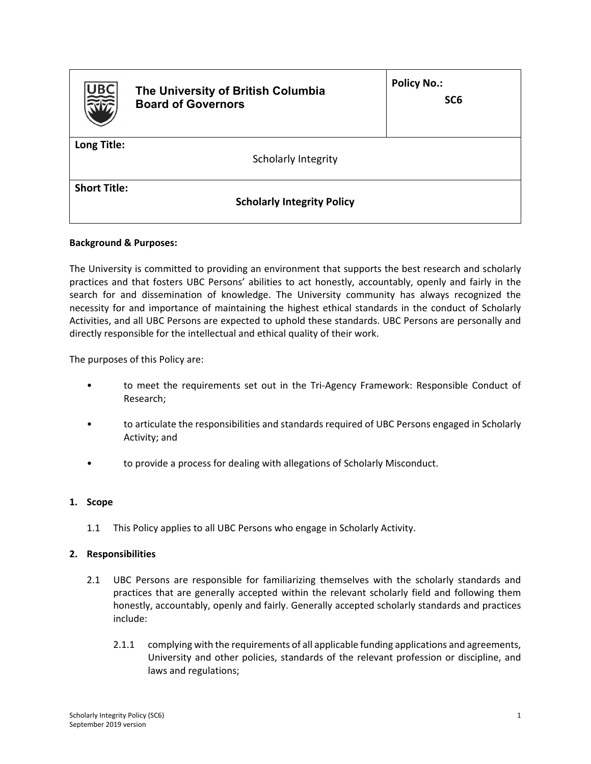| **The University of British Columbia Board of Governors** | **Policy No.:** **SC6** |
| --- | --- |
| **Long Title:** Scholarly Integrity | |
| **Short Title:** **Scholarly Integrity Policy** | |

**Background & Purposes:**

The University is committed to providing an environment that supports the best research and scholarly practices and that fosters UBC Persons' abilities to act honestly, accountably, openly and fairly in the search for and dissemination of knowledge. The University community has always recognized the necessity for and importance of maintaining the highest ethical standards in the conduct of Scholarly Activities, and all UBC Persons are expected to uphold these standards. UBC Persons are personally and directly responsible for the intellectual and ethical quality of their work.

The purposes of this Policy are:

- to meet the requirements set out in the Tri-Agency Framework: Responsible Conduct of Research;
- to articulate the responsibilities and standards required of UBC Persons engaged in Scholarly Activity; and
- to provide a process for dealing with allegations of Scholarly Misconduct.

**1. Scope**

1.1 This Policy applies to all UBC Persons who engage in Scholarly Activity.

**2. Responsibilities**

2.1 UBC Persons are responsible for familiarizing themselves with the scholarly standards and practices that are generally accepted within the relevant scholarly field and following them honestly, accountably, openly and fairly. Generally accepted scholarly standards and practices include:

2.1.1 complying with the requirements of all applicable funding applications and agreements, University and other policies, standards of the relevant profession or discipline, and laws and regulations;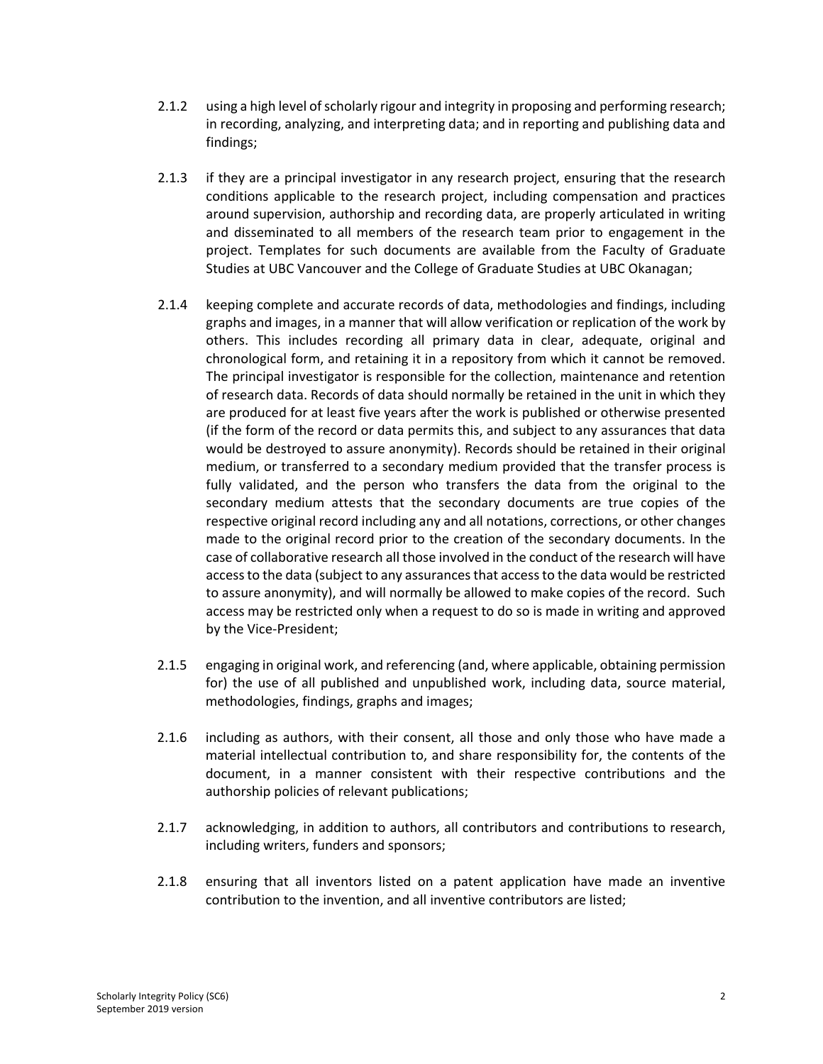2.1.2 using a high level of scholarly rigour and integrity in proposing and performing research; in recording, analyzing, and interpreting data; and in reporting and publishing data and findings;

2.1.3 if they are a principal investigator in any research project, ensuring that the research conditions applicable to the research project, including compensation and practices around supervision, authorship and recording data, are properly articulated in writing and disseminated to all members of the research team prior to engagement in the project. Templates for such documents are available from the Faculty of Graduate Studies at UBC Vancouver and the College of Graduate Studies at UBC Okanagan;

2.1.4 keeping complete and accurate records of data, methodologies and findings, including graphs and images, in a manner that will allow verification or replication of the work by others. This includes recording all primary data in clear, adequate, original and chronological form, and retaining it in a repository from which it cannot be removed. The principal investigator is responsible for the collection, maintenance and retention of research data. Records of data should normally be retained in the unit in which they are produced for at least five years after the work is published or otherwise presented (if the form of the record or data permits this, and subject to any assurances that data would be destroyed to assure anonymity). Records should be retained in their original medium, or transferred to a secondary medium provided that the transfer process is fully validated, and the person who transfers the data from the original to the secondary medium attests that the secondary documents are true copies of the respective original record including any and all notations, corrections, or other changes made to the original record prior to the creation of the secondary documents. In the case of collaborative research all those involved in the conduct of the research will have access to the data (subject to any assurances that access to the data would be restricted to assure anonymity), and will normally be allowed to make copies of the record. Such access may be restricted only when a request to do so is made in writing and approved by the Vice-President;

2.1.5 engaging in original work, and referencing (and, where applicable, obtaining permission for) the use of all published and unpublished work, including data, source material, methodologies, findings, graphs and images;

2.1.6 including as authors, with their consent, all those and only those who have made a material intellectual contribution to, and share responsibility for, the contents of the document, in a manner consistent with their respective contributions and the authorship policies of relevant publications;

2.1.7 acknowledging, in addition to authors, all contributors and contributions to research, including writers, funders and sponsors;

2.1.8 ensuring that all inventors listed on a patent application have made an inventive contribution to the invention, and all inventive contributors are listed;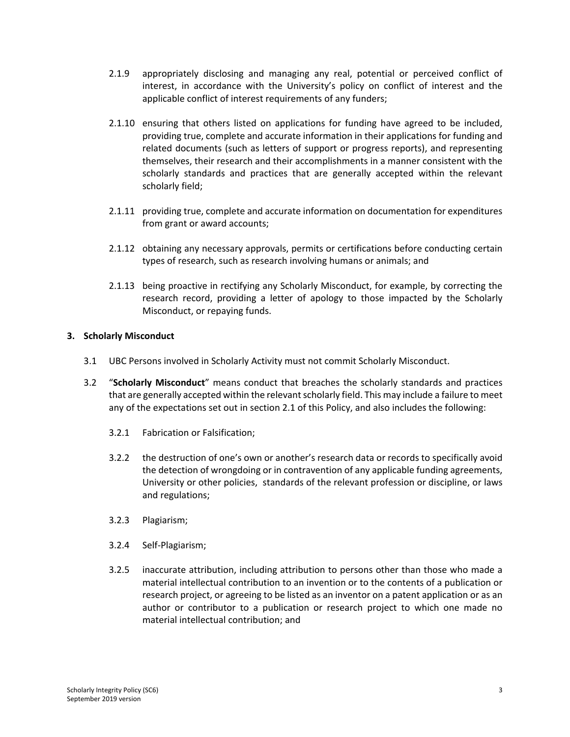2.1.9 appropriately disclosing and managing any real, potential or perceived conflict of interest, in accordance with the University's policy on conflict of interest and the applicable conflict of interest requirements of any funders;

2.1.10 ensuring that others listed on applications for funding have agreed to be included, providing true, complete and accurate information in their applications for funding and related documents (such as letters of support or progress reports), and representing themselves, their research and their accomplishments in a manner consistent with the scholarly standards and practices that are generally accepted within the relevant scholarly field;

2.1.11 providing true, complete and accurate information on documentation for expenditures from grant or award accounts;

2.1.12 obtaining any necessary approvals, permits or certifications before conducting certain types of research, such as research involving humans or animals; and

2.1.13 being proactive in rectifying any Scholarly Misconduct, for example, by correcting the research record, providing a letter of apology to those impacted by the Scholarly Misconduct, or repaying funds.

## 3. Scholarly Misconduct

3.1 UBC Persons involved in Scholarly Activity must not commit Scholarly Misconduct.

3.2 "**Scholarly Misconduct**" means conduct that breaches the scholarly standards and practices that are generally accepted within the relevant scholarly field. This may include a failure to meet any of the expectations set out in section 2.1 of this Policy, and also includes the following:

3.2.1 Fabrication or Falsification;

3.2.2 the destruction of one's own or another's research data or records to specifically avoid the detection of wrongdoing or in contravention of any applicable funding agreements, University or other policies, standards of the relevant profession or discipline, or laws and regulations;

3.2.3 Plagiarism;

3.2.4 Self-Plagiarism;

3.2.5 inaccurate attribution, including attribution to persons other than those who made a material intellectual contribution to an invention or to the contents of a publication or research project, or agreeing to be listed as an inventor on a patent application or as an author or contributor to a publication or research project to which one made no material intellectual contribution; and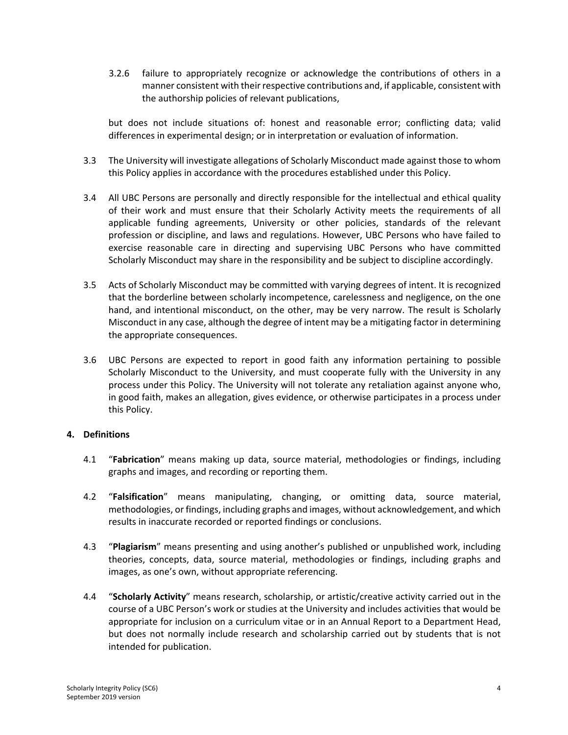3.2.6 failure to appropriately recognize or acknowledge the contributions of others in a manner consistent with their respective contributions and, if applicable, consistent with the authorship policies of relevant publications,

but does not include situations of: honest and reasonable error; conflicting data; valid differences in experimental design; or in interpretation or evaluation of information.

3.3 The University will investigate allegations of Scholarly Misconduct made against those to whom this Policy applies in accordance with the procedures established under this Policy.

3.4 All UBC Persons are personally and directly responsible for the intellectual and ethical quality of their work and must ensure that their Scholarly Activity meets the requirements of all applicable funding agreements, University or other policies, standards of the relevant profession or discipline, and laws and regulations. However, UBC Persons who have failed to exercise reasonable care in directing and supervising UBC Persons who have committed Scholarly Misconduct may share in the responsibility and be subject to discipline accordingly.

3.5 Acts of Scholarly Misconduct may be committed with varying degrees of intent. It is recognized that the borderline between scholarly incompetence, carelessness and negligence, on the one hand, and intentional misconduct, on the other, may be very narrow. The result is Scholarly Misconduct in any case, although the degree of intent may be a mitigating factor in determining the appropriate consequences.

3.6 UBC Persons are expected to report in good faith any information pertaining to possible Scholarly Misconduct to the University, and must cooperate fully with the University in any process under this Policy. The University will not tolerate any retaliation against anyone who, in good faith, makes an allegation, gives evidence, or otherwise participates in a process under this Policy.

## 4. Definitions

4.1 "**Fabrication**" means making up data, source material, methodologies or findings, including graphs and images, and recording or reporting them.

4.2 "**Falsification**" means manipulating, changing, or omitting data, source material, methodologies, or findings, including graphs and images, without acknowledgement, and which results in inaccurate recorded or reported findings or conclusions.

4.3 "**Plagiarism**" means presenting and using another's published or unpublished work, including theories, concepts, data, source material, methodologies or findings, including graphs and images, as one's own, without appropriate referencing.

4.4 "**Scholarly Activity**" means research, scholarship, or artistic/creative activity carried out in the course of a UBC Person's work or studies at the University and includes activities that would be appropriate for inclusion on a curriculum vitae or in an Annual Report to a Department Head, but does not normally include research and scholarship carried out by students that is not intended for publication.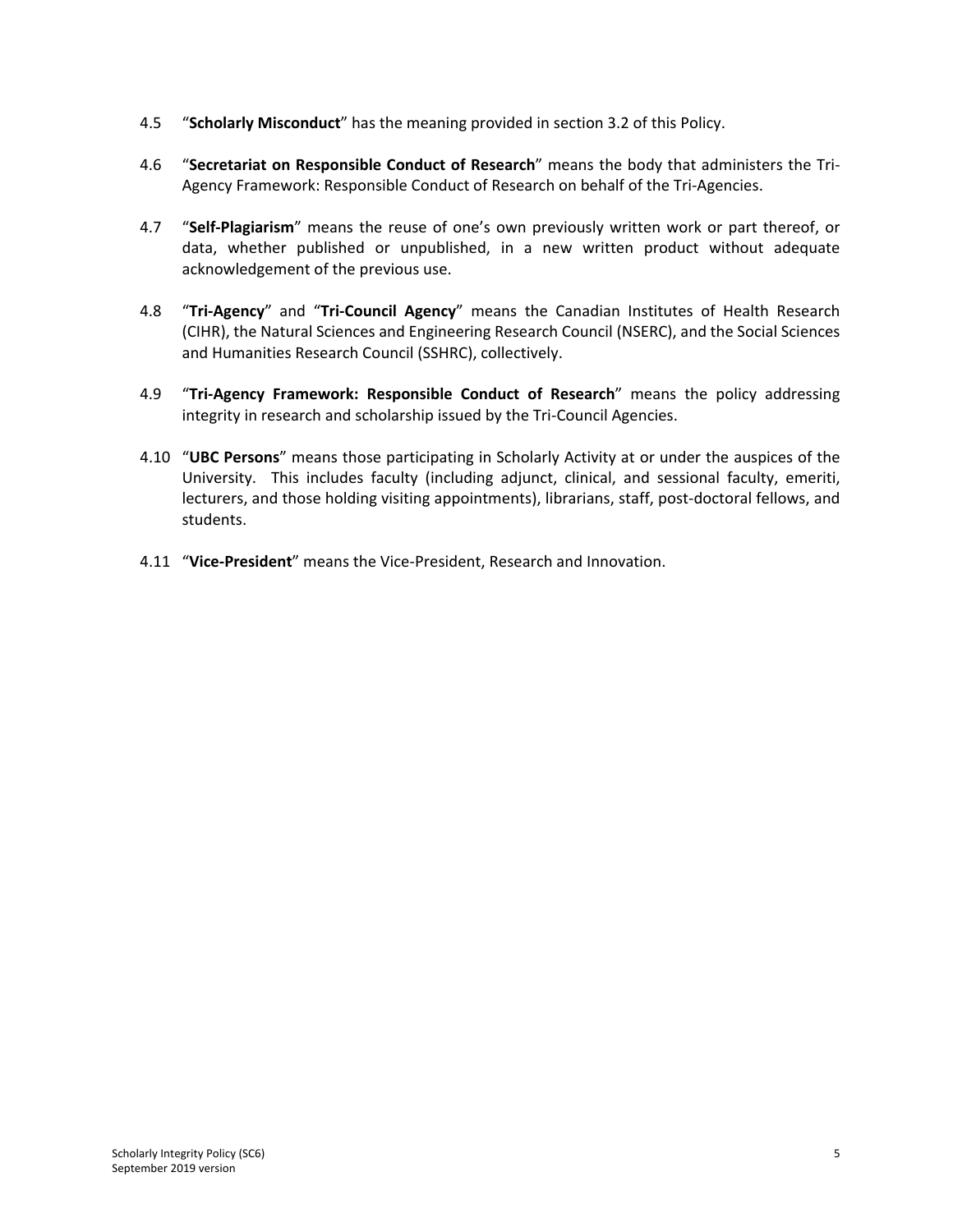4.5 “**Scholarly Misconduct**” has the meaning provided in section 3.2 of this Policy.

4.6 “**Secretariat on Responsible Conduct of Research**” means the body that administers the Tri-Agency Framework: Responsible Conduct of Research on behalf of the Tri-Agencies.

4.7 “**Self-Plagiarism**” means the reuse of one’s own previously written work or part thereof, or data, whether published or unpublished, in a new written product without adequate acknowledgement of the previous use.

4.8 “**Tri-Agency**” and “**Tri-Council Agency**” means the Canadian Institutes of Health Research (CIHR), the Natural Sciences and Engineering Research Council (NSERC), and the Social Sciences and Humanities Research Council (SSHRC), collectively.

4.9 “**Tri-Agency Framework: Responsible Conduct of Research**” means the policy addressing integrity in research and scholarship issued by the Tri-Council Agencies.

4.10 “**UBC Persons**” means those participating in Scholarly Activity at or under the auspices of the University. This includes faculty (including adjunct, clinical, and sessional faculty, emeriti, lecturers, and those holding visiting appointments), librarians, staff, post-doctoral fellows, and students.

4.11 “**Vice-President**” means the Vice-President, Research and Innovation.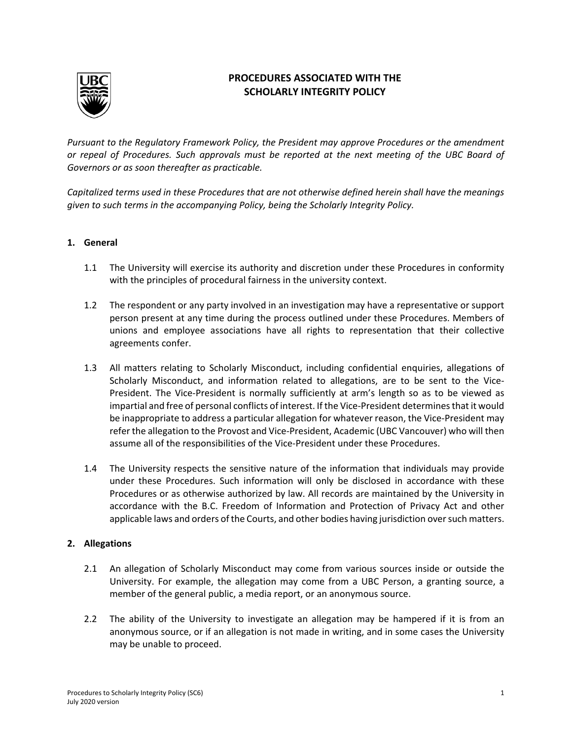# PROCEDURES ASSOCIATED WITH THE SCHOLARLY INTEGRITY POLICY

*Pursuant to the Regulatory Framework Policy, the President may approve Procedures or the amendment or repeal of Procedures. Such approvals must be reported at the next meeting of the UBC Board of Governors or as soon thereafter as practicable.*

*Capitalized terms used in these Procedures that are not otherwise defined herein shall have the meanings given to such terms in the accompanying Policy, being the Scholarly Integrity Policy.*

## 1. General

1.1 The University will exercise its authority and discretion under these Procedures in conformity with the principles of procedural fairness in the university context.

1.2 The respondent or any party involved in an investigation may have a representative or support person present at any time during the process outlined under these Procedures. Members of unions and employee associations have all rights to representation that their collective agreements confer.

1.3 All matters relating to Scholarly Misconduct, including confidential enquiries, allegations of Scholarly Misconduct, and information related to allegations, are to be sent to the Vice-President. The Vice-President is normally sufficiently at arm's length so as to be viewed as impartial and free of personal conflicts of interest. If the Vice-President determines that it would be inappropriate to address a particular allegation for whatever reason, the Vice-President may refer the allegation to the Provost and Vice-President, Academic (UBC Vancouver) who will then assume all of the responsibilities of the Vice-President under these Procedures.

1.4 The University respects the sensitive nature of the information that individuals may provide under these Procedures. Such information will only be disclosed in accordance with these Procedures or as otherwise authorized by law. All records are maintained by the University in accordance with the B.C. Freedom of Information and Protection of Privacy Act and other applicable laws and orders of the Courts, and other bodies having jurisdiction over such matters.

## 2. Allegations

2.1 An allegation of Scholarly Misconduct may come from various sources inside or outside the University. For example, the allegation may come from a UBC Person, a granting source, a member of the general public, a media report, or an anonymous source.

2.2 The ability of the University to investigate an allegation may be hampered if it is from an anonymous source, or if an allegation is not made in writing, and in some cases the University may be unable to proceed.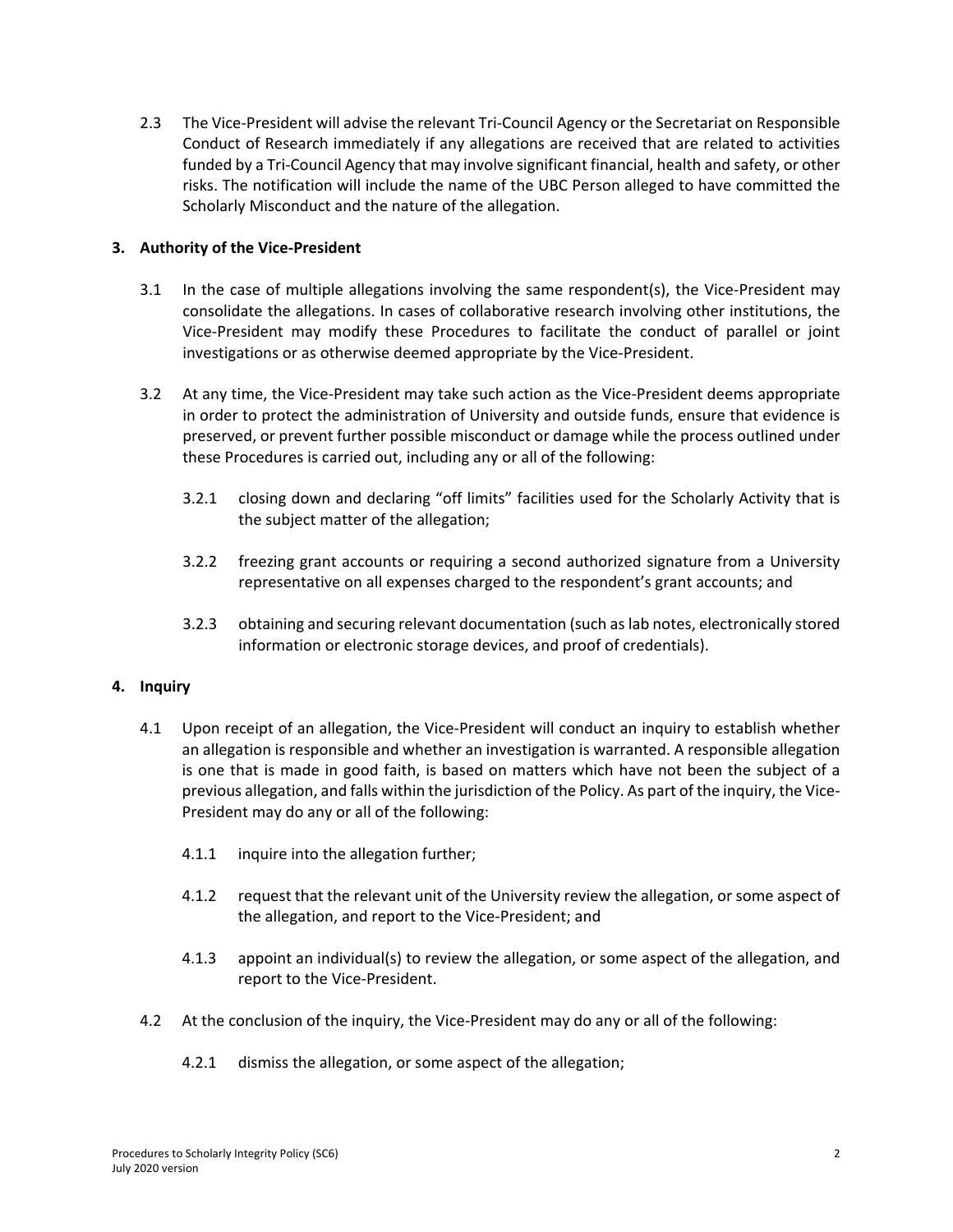2.3 The Vice-President will advise the relevant Tri-Council Agency or the Secretariat on Responsible Conduct of Research immediately if any allegations are received that are related to activities funded by a Tri-Council Agency that may involve significant financial, health and safety, or other risks. The notification will include the name of the UBC Person alleged to have committed the Scholarly Misconduct and the nature of the allegation.

## 3. Authority of the Vice-President

3.1 In the case of multiple allegations involving the same respondent(s), the Vice-President may consolidate the allegations. In cases of collaborative research involving other institutions, the Vice-President may modify these Procedures to facilitate the conduct of parallel or joint investigations or as otherwise deemed appropriate by the Vice-President.

3.2 At any time, the Vice-President may take such action as the Vice-President deems appropriate in order to protect the administration of University and outside funds, ensure that evidence is preserved, or prevent further possible misconduct or damage while the process outlined under these Procedures is carried out, including any or all of the following:

3.2.1 closing down and declaring "off limits" facilities used for the Scholarly Activity that is the subject matter of the allegation;

3.2.2 freezing grant accounts or requiring a second authorized signature from a University representative on all expenses charged to the respondent's grant accounts; and

3.2.3 obtaining and securing relevant documentation (such as lab notes, electronically stored information or electronic storage devices, and proof of credentials).

## 4. Inquiry

4.1 Upon receipt of an allegation, the Vice-President will conduct an inquiry to establish whether an allegation is responsible and whether an investigation is warranted. A responsible allegation is one that is made in good faith, is based on matters which have not been the subject of a previous allegation, and falls within the jurisdiction of the Policy. As part of the inquiry, the Vice-President may do any or all of the following:

4.1.1 inquire into the allegation further;

4.1.2 request that the relevant unit of the University review the allegation, or some aspect of the allegation, and report to the Vice-President; and

4.1.3 appoint an individual(s) to review the allegation, or some aspect of the allegation, and report to the Vice-President.

4.2 At the conclusion of the inquiry, the Vice-President may do any or all of the following:

4.2.1 dismiss the allegation, or some aspect of the allegation;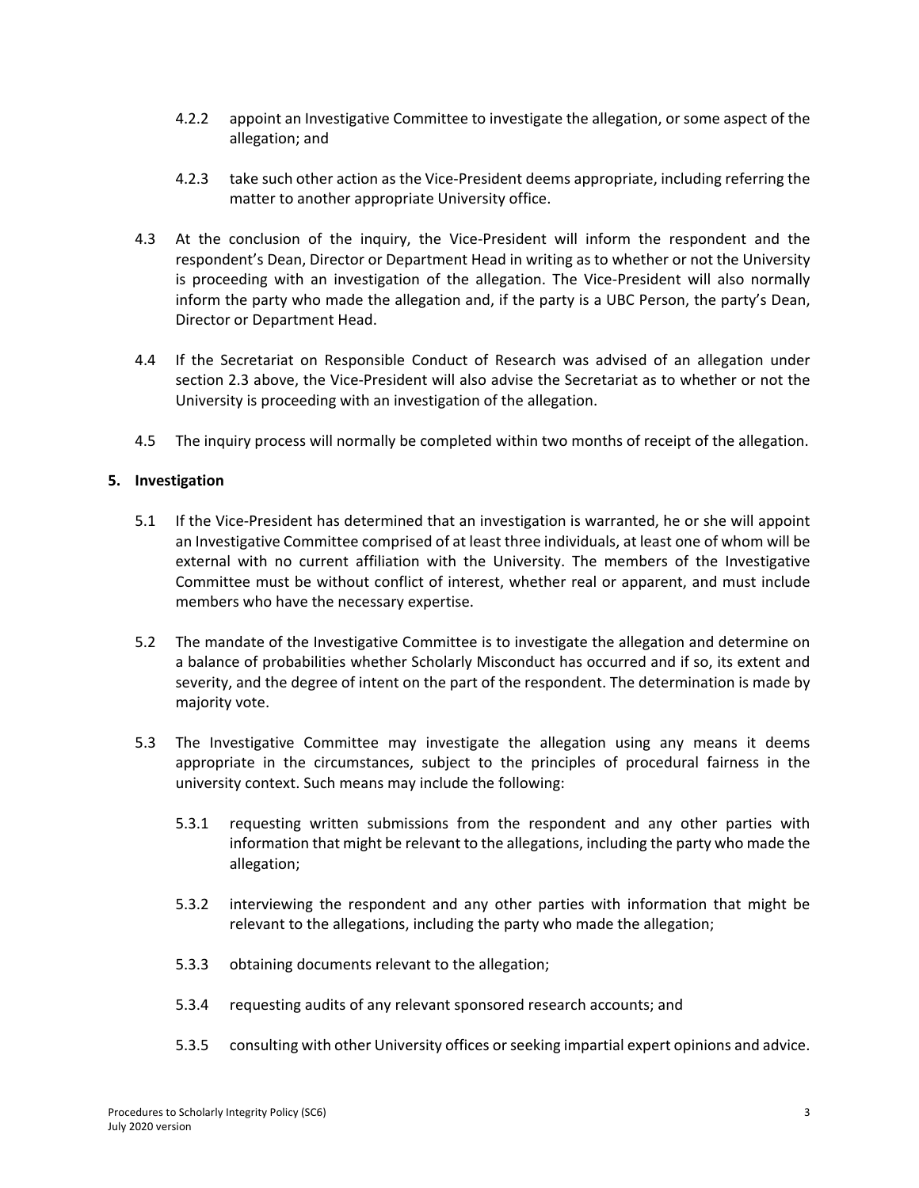4.2.2 appoint an Investigative Committee to investigate the allegation, or some aspect of the allegation; and

4.2.3 take such other action as the Vice-President deems appropriate, including referring the matter to another appropriate University office.

4.3 At the conclusion of the inquiry, the Vice-President will inform the respondent and the respondent's Dean, Director or Department Head in writing as to whether or not the University is proceeding with an investigation of the allegation. The Vice-President will also normally inform the party who made the allegation and, if the party is a UBC Person, the party's Dean, Director or Department Head.

4.4 If the Secretariat on Responsible Conduct of Research was advised of an allegation under section 2.3 above, the Vice-President will also advise the Secretariat as to whether or not the University is proceeding with an investigation of the allegation.

4.5 The inquiry process will normally be completed within two months of receipt of the allegation.

## 5. Investigation

5.1 If the Vice-President has determined that an investigation is warranted, he or she will appoint an Investigative Committee comprised of at least three individuals, at least one of whom will be external with no current affiliation with the University. The members of the Investigative Committee must be without conflict of interest, whether real or apparent, and must include members who have the necessary expertise.

5.2 The mandate of the Investigative Committee is to investigate the allegation and determine on a balance of probabilities whether Scholarly Misconduct has occurred and if so, its extent and severity, and the degree of intent on the part of the respondent. The determination is made by majority vote.

5.3 The Investigative Committee may investigate the allegation using any means it deems appropriate in the circumstances, subject to the principles of procedural fairness in the university context. Such means may include the following:

5.3.1 requesting written submissions from the respondent and any other parties with information that might be relevant to the allegations, including the party who made the allegation;

5.3.2 interviewing the respondent and any other parties with information that might be relevant to the allegations, including the party who made the allegation;

5.3.3 obtaining documents relevant to the allegation;

5.3.4 requesting audits of any relevant sponsored research accounts; and

5.3.5 consulting with other University offices or seeking impartial expert opinions and advice.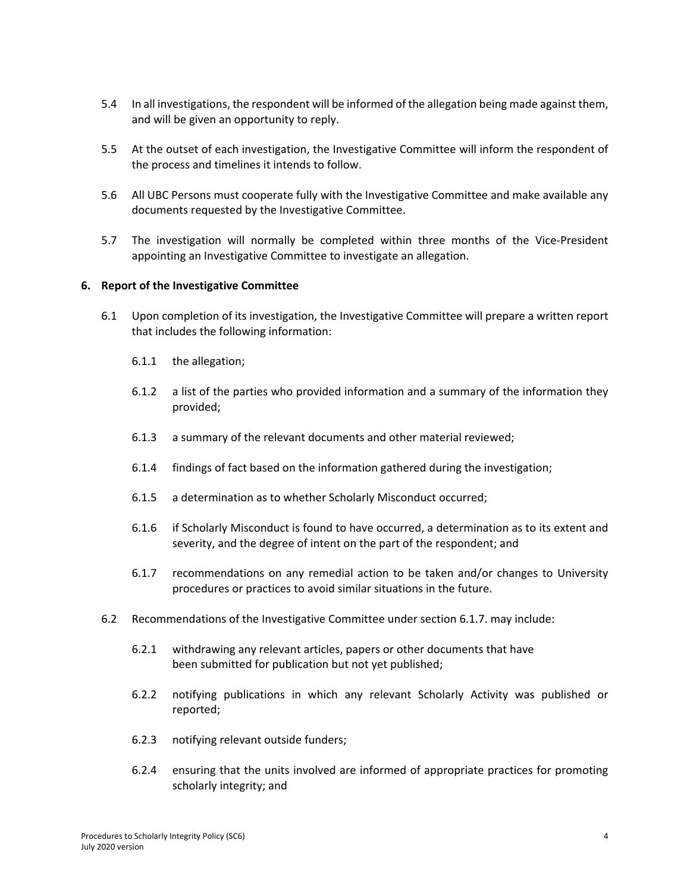5.4 In all investigations, the respondent will be informed of the allegation being made against them, and will be given an opportunity to reply.

5.5 At the outset of each investigation, the Investigative Committee will inform the respondent of the process and timelines it intends to follow.

5.6 All UBC Persons must cooperate fully with the Investigative Committee and make available any documents requested by the Investigative Committee.

5.7 The investigation will normally be completed within three months of the Vice-President appointing an Investigative Committee to investigate an allegation.

## 6. Report of the Investigative Committee

6.1 Upon completion of its investigation, the Investigative Committee will prepare a written report that includes the following information:

6.1.1 the allegation;

6.1.2 a list of the parties who provided information and a summary of the information they provided;

6.1.3 a summary of the relevant documents and other material reviewed;

6.1.4 findings of fact based on the information gathered during the investigation;

6.1.5 a determination as to whether Scholarly Misconduct occurred;

6.1.6 if Scholarly Misconduct is found to have occurred, a determination as to its extent and severity, and the degree of intent on the part of the respondent; and

6.1.7 recommendations on any remedial action to be taken and/or changes to University procedures or practices to avoid similar situations in the future.

6.2 Recommendations of the Investigative Committee under section 6.1.7. may include:

6.2.1 withdrawing any relevant articles, papers or other documents that have been submitted for publication but not yet published;

6.2.2 notifying publications in which any relevant Scholarly Activity was published or reported;

6.2.3 notifying relevant outside funders;

6.2.4 ensuring that the units involved are informed of appropriate practices for promoting scholarly integrity; and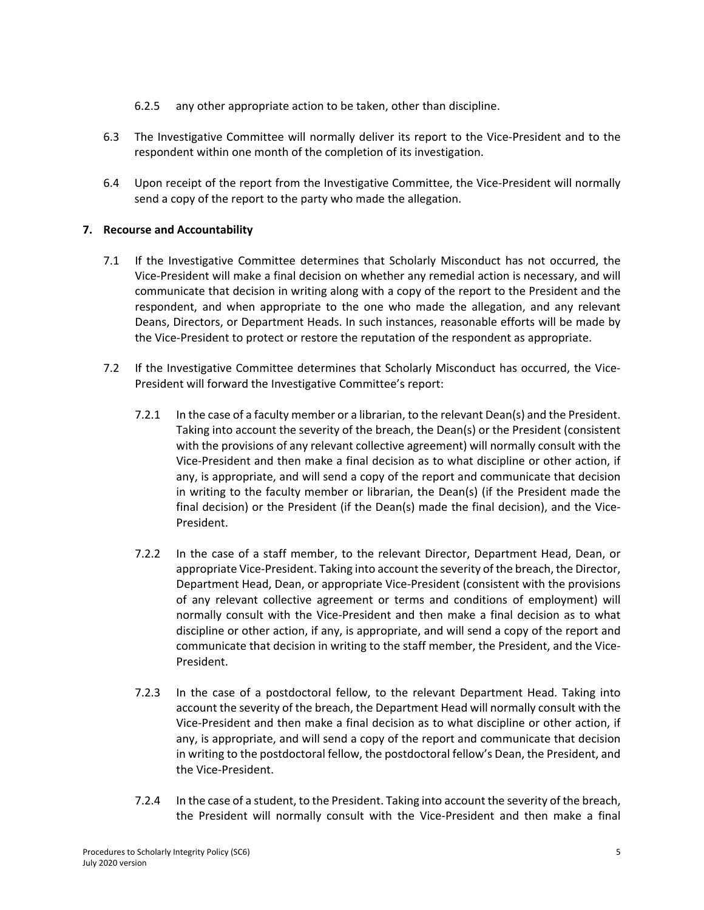6.2.5 any other appropriate action to be taken, other than discipline.

6.3 The Investigative Committee will normally deliver its report to the Vice-President and to the respondent within one month of the completion of its investigation.

6.4 Upon receipt of the report from the Investigative Committee, the Vice-President will normally send a copy of the report to the party who made the allegation.

## 7. Recourse and Accountability

7.1 If the Investigative Committee determines that Scholarly Misconduct has not occurred, the Vice-President will make a final decision on whether any remedial action is necessary, and will communicate that decision in writing along with a copy of the report to the President and the respondent, and when appropriate to the one who made the allegation, and any relevant Deans, Directors, or Department Heads. In such instances, reasonable efforts will be made by the Vice-President to protect or restore the reputation of the respondent as appropriate.

7.2 If the Investigative Committee determines that Scholarly Misconduct has occurred, the Vice-President will forward the Investigative Committee's report:

7.2.1 In the case of a faculty member or a librarian, to the relevant Dean(s) and the President. Taking into account the severity of the breach, the Dean(s) or the President (consistent with the provisions of any relevant collective agreement) will normally consult with the Vice-President and then make a final decision as to what discipline or other action, if any, is appropriate, and will send a copy of the report and communicate that decision in writing to the faculty member or librarian, the Dean(s) (if the President made the final decision) or the President (if the Dean(s) made the final decision), and the Vice-President.

7.2.2 In the case of a staff member, to the relevant Director, Department Head, Dean, or appropriate Vice-President. Taking into account the severity of the breach, the Director, Department Head, Dean, or appropriate Vice-President (consistent with the provisions of any relevant collective agreement or terms and conditions of employment) will normally consult with the Vice-President and then make a final decision as to what discipline or other action, if any, is appropriate, and will send a copy of the report and communicate that decision in writing to the staff member, the President, and the Vice-President.

7.2.3 In the case of a postdoctoral fellow, to the relevant Department Head. Taking into account the severity of the breach, the Department Head will normally consult with the Vice-President and then make a final decision as to what discipline or other action, if any, is appropriate, and will send a copy of the report and communicate that decision in writing to the postdoctoral fellow, the postdoctoral fellow's Dean, the President, and the Vice-President.

7.2.4 In the case of a student, to the President. Taking into account the severity of the breach, the President will normally consult with the Vice-President and then make a final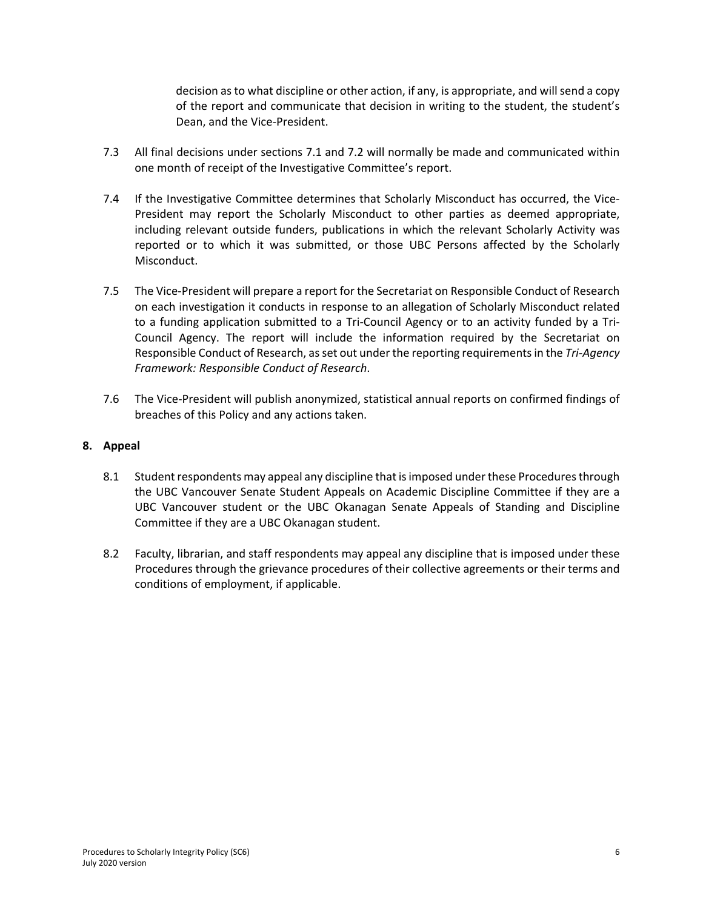decision as to what discipline or other action, if any, is appropriate, and will send a copy of the report and communicate that decision in writing to the student, the student's Dean, and the Vice-President.

7.3 All final decisions under sections 7.1 and 7.2 will normally be made and communicated within one month of receipt of the Investigative Committee's report.

7.4 If the Investigative Committee determines that Scholarly Misconduct has occurred, the Vice-President may report the Scholarly Misconduct to other parties as deemed appropriate, including relevant outside funders, publications in which the relevant Scholarly Activity was reported or to which it was submitted, or those UBC Persons affected by the Scholarly Misconduct.

7.5 The Vice-President will prepare a report for the Secretariat on Responsible Conduct of Research on each investigation it conducts in response to an allegation of Scholarly Misconduct related to a funding application submitted to a Tri-Council Agency or to an activity funded by a Tri-Council Agency. The report will include the information required by the Secretariat on Responsible Conduct of Research, as set out under the reporting requirements in the *Tri-Agency Framework: Responsible Conduct of Research*.

7.6 The Vice-President will publish anonymized, statistical annual reports on confirmed findings of breaches of this Policy and any actions taken.

## 8. Appeal

8.1 Student respondents may appeal any discipline that is imposed under these Procedures through the UBC Vancouver Senate Student Appeals on Academic Discipline Committee if they are a UBC Vancouver student or the UBC Okanagan Senate Appeals of Standing and Discipline Committee if they are a UBC Okanagan student.

8.2 Faculty, librarian, and staff respondents may appeal any discipline that is imposed under these Procedures through the grievance procedures of their collective agreements or their terms and conditions of employment, if applicable.